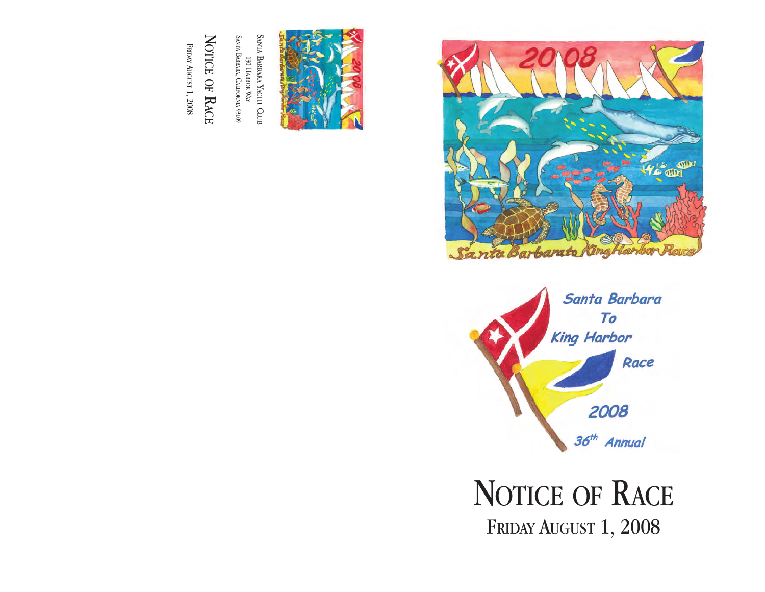Santa Barbara Yacht Club
130 Harbor Way
Santa Barbara, California 93109

Notice of Race
Friday August 1, 2008

Santa Barbara To King Harbor Race
2008
36th Annual

# Notice of Race

Friday August 1, 2008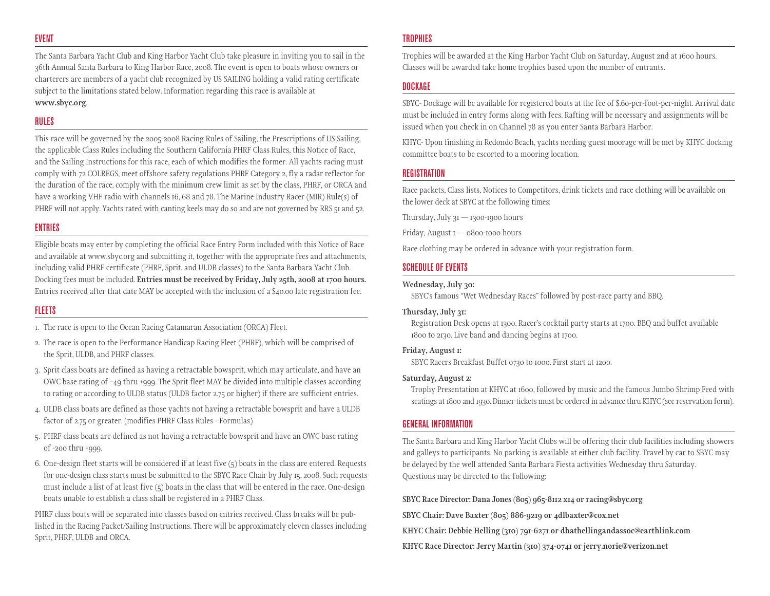## EVENT

The Santa Barbara Yacht Club and King Harbor Yacht Club take pleasure in inviting you to sail in the 36th Annual Santa Barbara to King Harbor Race, 2008. The event is open to boats whose owners or charterers are members of a yacht club recognized by US SAILING holding a valid rating certificate subject to the limitations stated below. Information regarding this race is available at **www.sbyc.org**.

## RULES

This race will be governed by the 2005-2008 Racing Rules of Sailing, the Prescriptions of US Sailing, the applicable Class Rules including the Southern California PHRF Class Rules, this Notice of Race, and the Sailing Instructions for this race, each of which modifies the former. All yachts racing must comply with 72 COLREGS, meet offshore safety regulations PHRF Category 2, fly a radar reflector for the duration of the race, comply with the minimum crew limit as set by the class, PHRF, or ORCA and have a working VHF radio with channels 16, 68 and 78. The Marine Industry Racer (MIR) Rule(s) of PHRF will not apply. Yachts rated with canting keels may do so and are not governed by RRS 51 and 52.

## ENTRIES

Eligible boats may enter by completing the official Race Entry Form included with this Notice of Race and available at www.sbyc.org and submitting it, together with the appropriate fees and attachments, including valid PHRF certificate (PHRF, Sprit, and ULDB classes) to the Santa Barbara Yacht Club. Docking fees must be included. **Entries must be received by Friday, July 25th, 2008 at 1700 hours.** Entries received after that date MAY be accepted with the inclusion of a $40.00 late registration fee.

## FLEETS

1. The race is open to the Ocean Racing Catamaran Association (ORCA) Fleet.
2. The race is open to the Performance Handicap Racing Fleet (PHRF), which will be comprised of the Sprit, ULDB, and PHRF classes.
3. Sprit class boats are defined as having a retractable bowsprit, which may articulate, and have an OWC base rating of –49 thru +999. The Sprit fleet MAY be divided into multiple classes according to rating or according to ULDB status (ULDB factor 2.75 or higher) if there are sufficient entries.
4. ULDB class boats are defined as those yachts not having a retractable bowsprit and have a ULDB factor of 2.75 or greater. (modifies PHRF Class Rules - Formulas)
5. PHRF class boats are defined as not having a retractable bowsprit and have an OWC base rating of -200 thru +999.
6. One-design fleet starts will be considered if at least five (5) boats in the class are entered. Requests for one-design class starts must be submitted to the SBYC Race Chair by July 15, 2008. Such requests must include a list of at least five (5) boats in the class that will be entered in the race. One-design boats unable to establish a class shall be registered in a PHRF Class.

PHRF class boats will be separated into classes based on entries received. Class breaks will be published in the Racing Packet/Sailing Instructions. There will be approximately eleven classes including Sprit, PHRF, ULDB and ORCA.

## TROPHIES

Trophies will be awarded at the King Harbor Yacht Club on Saturday, August 2nd at 1600 hours. Classes will be awarded take home trophies based upon the number of entrants.

## DOCKAGE

SBYC- Dockage will be available for registered boats at the fee of $.60-per-foot-per-night. Arrival date must be included in entry forms along with fees. Rafting will be necessary and assignments will be issued when you check in on Channel 78 as you enter Santa Barbara Harbor.

KHYC- Upon finishing in Redondo Beach, yachts needing guest moorage will be met by KHYC docking committee boats to be escorted to a mooring location.

## REGISTRATION

Race packets, Class lists, Notices to Competitors, drink tickets and race clothing will be available on the lower deck at SBYC at the following times:

Thursday, July 31 — 1300-1900 hours

Friday, August 1 — 0800-1000 hours

Race clothing may be ordered in advance with your registration form.

## SCHEDULE OF EVENTS

**Wednesday, July 30:**
SBYC's famous "Wet Wednesday Races" followed by post-race party and BBQ.

**Thursday, July 31:**
Registration Desk opens at 1300. Racer's cocktail party starts at 1700. BBQ and buffet available 1800 to 2130. Live band and dancing begins at 1700.

**Friday, August 1:**
SBYC Racers Breakfast Buffet 0730 to 1000. First start at 1200.

**Saturday, August 2:**
Trophy Presentation at KHYC at 1600, followed by music and the famous Jumbo Shrimp Feed with seatings at 1800 and 1930. Dinner tickets must be ordered in advance thru KHYC (see reservation form).

## GENERAL INFORMATION

The Santa Barbara and King Harbor Yacht Clubs will be offering their club facilities including showers and galleys to participants. No parking is available at either club facility. Travel by car to SBYC may be delayed by the well attended Santa Barbara Fiesta activities Wednesday thru Saturday. Questions may be directed to the following:

**SBYC Race Director: Dana Jones (805) 965-8112 x14 or racing@sbyc.org**

**SBYC Chair: Dave Baxter (805) 886-9219 or 4dlbaxter@cox.net**

**KHYC Chair: Debbie Helling (310) 791-6271 or dhathellingandassoc@earthlink.com**

**KHYC Race Director: Jerry Martin (310) 374-0741 or jerry.norie@verizon.net**